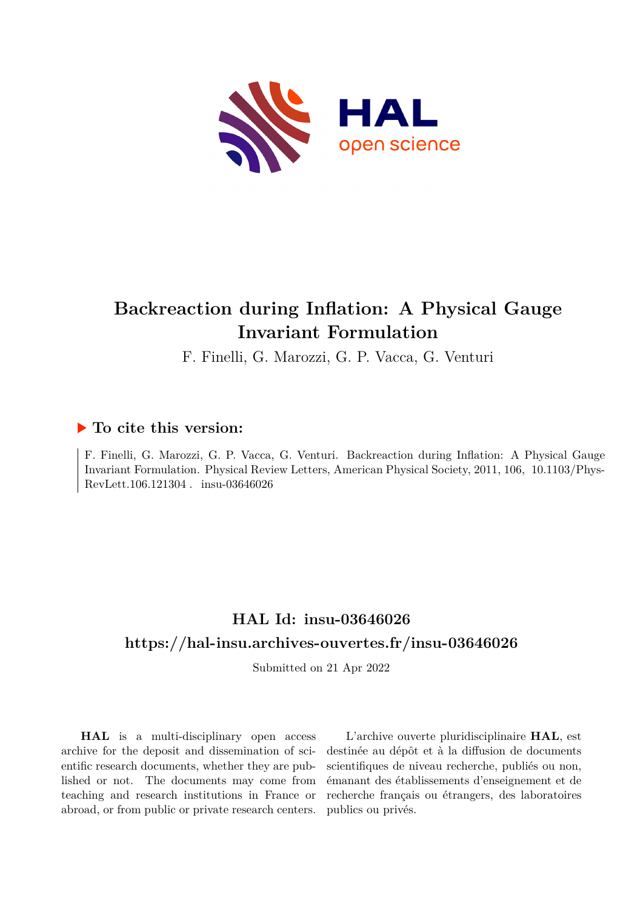# Backreaction during Inflation: A Physical Gauge Invariant Formulation

F. Finelli, G. Marozzi, G. P. Vacca, G. Venturi

## ▶ To cite this version:

F. Finelli, G. Marozzi, G. P. Vacca, G. Venturi. Backreaction during Inflation: A Physical Gauge Invariant Formulation. Physical Review Letters, American Physical Society, 2011, 106, 10.1103/PhysRevLett.106.121304 . insu-03646026

## HAL Id: insu-03646026

## https://hal-insu.archives-ouvertes.fr/insu-03646026

Submitted on 21 Apr 2022

**HAL** is a multi-disciplinary open access archive for the deposit and dissemination of scientific research documents, whether they are published or not. The documents may come from teaching and research institutions in France or abroad, or from public or private research centers.

L'archive ouverte pluridisciplinaire **HAL**, est destinée au dépôt et à la diffusion de documents scientifiques de niveau recherche, publiés ou non, émanant des établissements d'enseignement et de recherche français ou étrangers, des laboratoires publics ou privés.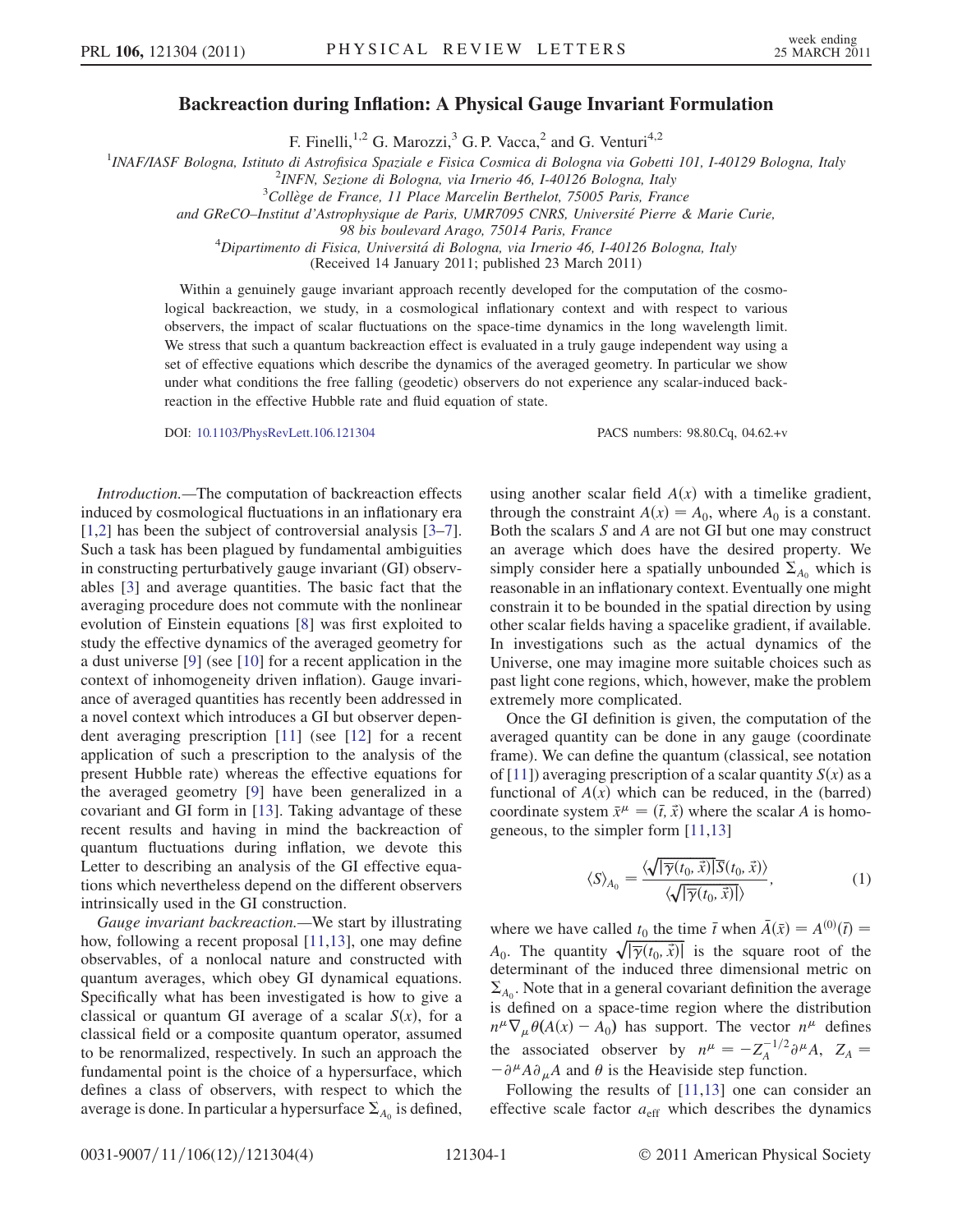# Backreaction during Inflation: A Physical Gauge Invariant Formulation

F. Finelli,[1,2] G. Marozzi,[3] G. P. Vacca,[2] and G. Venturi[4,2]

[1]INAF/IASF Bologna, Istituto di Astrofisica Spaziale e Fisica Cosmica di Bologna via Gobetti 101, I-40129 Bologna, Italy
[2]INFN, Sezione di Bologna, via Irnerio 46, I-40126 Bologna, Italy
[3]Collège de France, 11 Place Marcelin Berthelot, 75005 Paris, France
and GReCO–Institut d'Astrophysique de Paris, UMR7095 CNRS, Université Pierre & Marie Curie,
98 bis boulevard Arago, 75014 Paris, France
[4]Dipartimento di Fisica, Universitá di Bologna, via Irnerio 46, I-40126 Bologna, Italy
(Received 14 January 2011; published 23 March 2011)

Within a genuinely gauge invariant approach recently developed for the computation of the cosmological backreaction, we study, in a cosmological inflationary context and with respect to various observers, the impact of scalar fluctuations on the space-time dynamics in the long wavelength limit. We stress that such a quantum backreaction effect is evaluated in a truly gauge independent way using a set of effective equations which describe the dynamics of the averaged geometry. In particular we show under what conditions the free falling (geodetic) observers do not experience any scalar-induced backreaction in the effective Hubble rate and fluid equation of state.

DOI: 10.1103/PhysRevLett.106.121304 PACS numbers: 98.80.Cq, 04.62.+v

*Introduction.*—The computation of backreaction effects induced by cosmological fluctuations in an inflationary era [1,2] has been the subject of controversial analysis [3–7]. Such a task has been plagued by fundamental ambiguities in constructing perturbatively gauge invariant (GI) observables [3] and average quantities. The basic fact that the averaging procedure does not commute with the nonlinear evolution of Einstein equations [8] was first exploited to study the effective dynamics of the averaged geometry for a dust universe [9] (see [10] for a recent application in the context of inhomogeneity driven inflation). Gauge invariance of averaged quantities has recently been addressed in a novel context which introduces a GI but observer dependent averaging prescription [11] (see [12] for a recent application of such a prescription to the analysis of the present Hubble rate) whereas the effective equations for the averaged geometry [9] have been generalized in a covariant and GI form in [13]. Taking advantage of these recent results and having in mind the backreaction of quantum fluctuations during inflation, we devote this Letter to describing an analysis of the GI effective equations which nevertheless depend on the different observers intrinsically used in the GI construction.

*Gauge invariant backreaction.*—We start by illustrating how, following a recent proposal [11,13], one may define observables, of a nonlocal nature and constructed with quantum averages, which obey GI dynamical equations. Specifically what has been investigated is how to give a classical or quantum GI average of a scalar $S(x)$, for a classical field or a composite quantum operator, assumed to be renormalized, respectively. In such an approach the fundamental point is the choice of a hypersurface, which defines a class of observers, with respect to which the average is done. In particular a hypersurface $\Sigma_{A_0}$ is defined, using another scalar field $A(x)$ with a timelike gradient, through the constraint $A(x) = A_0$, where $A_0$ is a constant. Both the scalars $S$ and $A$ are not GI but one may construct an average which does have the desired property. We simply consider here a spatially unbounded $\Sigma_{A_0}$ which is reasonable in an inflationary context. Eventually one might constrain it to be bounded in the spatial direction by using other scalar fields having a spacelike gradient, if available. In investigations such as the actual dynamics of the Universe, one may imagine more suitable choices such as past light cone regions, which, however, make the problem extremely more complicated.

Once the GI definition is given, the computation of the averaged quantity can be done in any gauge (coordinate frame). We can define the quantum (classical, see notation of [11]) averaging prescription of a scalar quantity $S(x)$ as a functional of $A(x)$ which can be reduced, in the (barred) coordinate system $\bar{x}^\mu = (\bar{t}, \vec{x})$ where the scalar $A$ is homogeneous, to the simpler form [11,13]

$$\langle S\rangle_{A_0} = \frac{\langle\sqrt{|\overline{\gamma}(t_0, \vec{x})|}\overline{S}(t_0, \vec{x})\rangle}{\langle\sqrt{|\overline{\gamma}(t_0, \vec{x})|}\rangle}, \tag{1}$$

where we have called $t_0$ the time $\bar{t}$ when $\bar{A}(\bar{x}) = A^{(0)}(\bar{t}) = A_0$. The quantity $\sqrt{|\overline{\gamma}(t_0, \vec{x})|}$ is the square root of the determinant of the induced three dimensional metric on $\Sigma_{A_0}$. Note that in a general covariant definition the average is defined on a space-time region where the distribution $n^\mu \nabla_\mu \theta(A(x) - A_0)$ has support. The vector $n^\mu$ defines the associated observer by $n^\mu = -Z_A^{-1/2}\partial^\mu A$, $Z_A = -\partial^\mu A \partial_\mu A$ and $\theta$ is the Heaviside step function.

Following the results of [11,13] one can consider an effective scale factor $a_{\rm eff}$ which describes the dynamics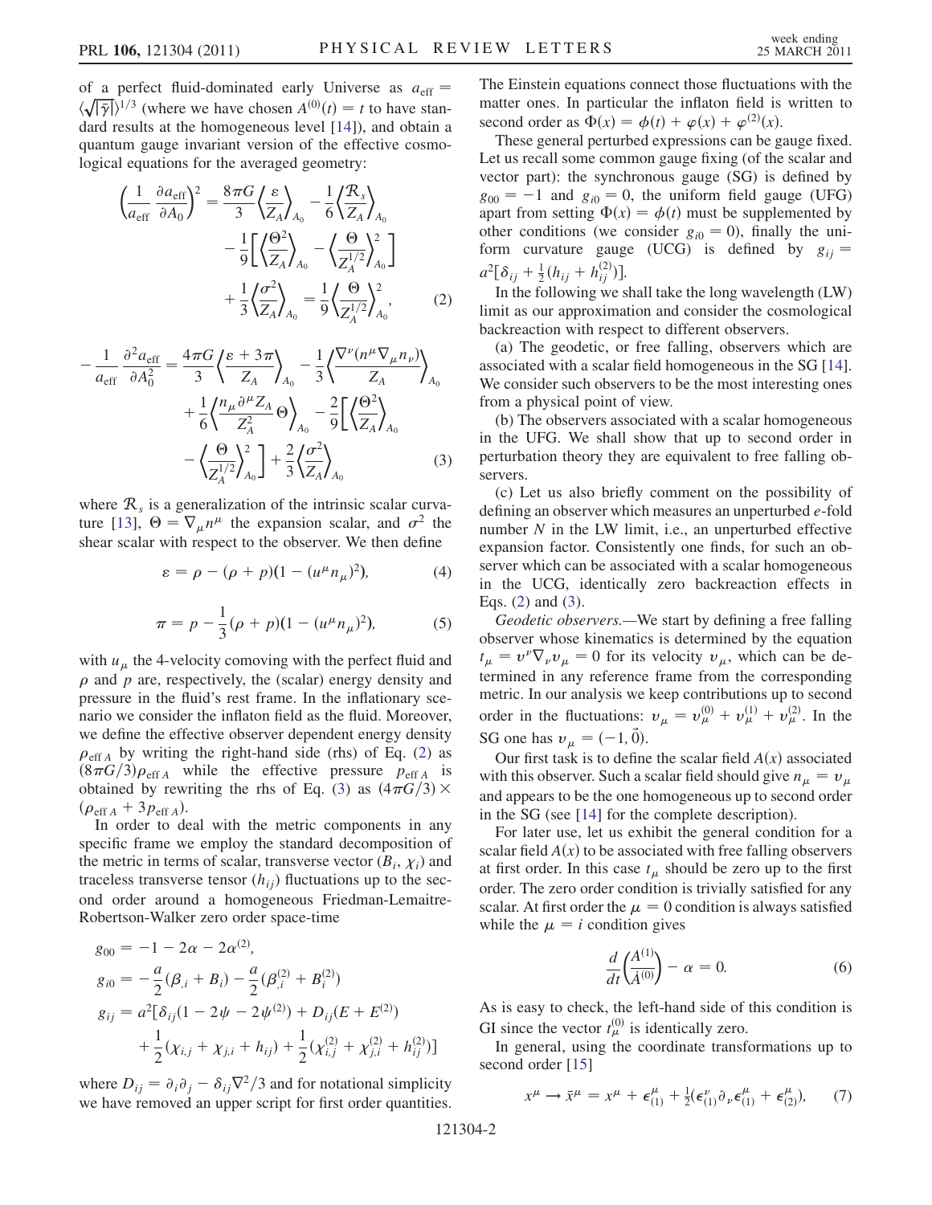of a perfect fluid-dominated early Universe as $a_{\rm eff} = \langle\sqrt{|\bar{\gamma}|}\rangle^{1/3}$ (where we have chosen $A^{(0)}(t) = t$ to have standard results at the homogeneous level [14]), and obtain a quantum gauge invariant version of the effective cosmological equations for the averaged geometry:

$$\left(\frac{1}{a_{\rm eff}}\frac{\partial a_{\rm eff}}{\partial A_0}\right)^2 = \frac{8\pi G}{3}\left\langle\frac{\varepsilon}{Z_A}\right\rangle_{A_0} - \frac{1}{6}\left\langle\frac{\mathcal{R}_s}{Z_A}\right\rangle_{A_0} - \frac{1}{9}\left[\left\langle\frac{\Theta^2}{Z_A}\right\rangle_{A_0} - \left\langle\frac{\Theta}{Z_A^{1/2}}\right\rangle^2_{A_0}\right] + \frac{1}{3}\left\langle\frac{\sigma^2}{Z_A}\right\rangle_{A_0} = \frac{1}{9}\left\langle\frac{\Theta}{Z_A^{1/2}}\right\rangle^2_{A_0}, \tag{2}$$

$$-\frac{1}{a_{\rm eff}}\frac{\partial^2 a_{\rm eff}}{\partial A_0^2} = \frac{4\pi G}{3}\left\langle\frac{\varepsilon + 3\pi}{Z_A}\right\rangle_{A_0} - \frac{1}{3}\left\langle\frac{\nabla^\nu(n^\mu\nabla_\mu n_\nu)}{Z_A}\right\rangle_{A_0} + \frac{1}{6}\left\langle\frac{n_\mu\partial^\mu Z_A}{Z_A^2}\Theta\right\rangle_{A_0} - \frac{2}{9}\left[\left\langle\frac{\Theta^2}{Z_A}\right\rangle_{A_0} - \left\langle\frac{\Theta}{Z_A^{1/2}}\right\rangle^2_{A_0}\right] + \frac{2}{3}\left\langle\frac{\sigma^2}{Z_A}\right\rangle_{A_0} \tag{3}$$

where $\mathcal{R}_s$ is a generalization of the intrinsic scalar curvature [13], $\Theta = \nabla_\mu n^\mu$ the expansion scalar, and $\sigma^2$ the shear scalar with respect to the observer. We then define

$$\varepsilon = \rho - (\rho + p)(1 - (u^\mu n_\mu)^2), \tag{4}$$

$$\pi = p - \frac{1}{3}(\rho + p)(1 - (u^\mu n_\mu)^2), \tag{5}$$

with $u_\mu$ the 4-velocity comoving with the perfect fluid and $\rho$ and $p$ are, respectively, the (scalar) energy density and pressure in the fluid's rest frame. In the inflationary scenario we consider the inflaton field as the fluid. Moreover, we define the effective observer dependent energy density $\rho_{{\rm eff}\,A}$ by writing the right-hand side (rhs) of Eq. (2) as $(8\pi G/3)\rho_{{\rm eff}\,A}$ while the effective pressure $p_{{\rm eff}\,A}$ is obtained by rewriting the rhs of Eq. (3) as $(4\pi G/3)\times(\rho_{{\rm eff}\,A} + 3p_{{\rm eff}\,A})$.

In order to deal with the metric components in any specific frame we employ the standard decomposition of the metric in terms of scalar, transverse vector ($B_i$, $\chi_i$) and traceless transverse tensor ($h_{ij}$) fluctuations up to the second order around a homogeneous Friedman-Lemaitre-Robertson-Walker zero order space-time

$$\begin{aligned} g_{00} &= -1 - 2\alpha - 2\alpha^{(2)}, \\ g_{i0} &= -\frac{a}{2}(\beta_{,i} + B_i) - \frac{a}{2}(\beta^{(2)}_{,i} + B^{(2)}_i) \\ g_{ij} &= a^2\Big[\delta_{ij}(1 - 2\psi - 2\psi^{(2)}) + D_{ij}(E + E^{(2)}) \\ &\quad + \frac{1}{2}(\chi_{i,j} + \chi_{j,i} + h_{ij}) + \frac{1}{2}(\chi^{(2)}_{i,j} + \chi^{(2)}_{j,i} + h^{(2)}_{ij})\Big] \end{aligned}$$

where $D_{ij} = \partial_i\partial_j - \delta_{ij}\nabla^2/3$ and for notational simplicity we have removed an upper script for first order quantities. The Einstein equations connect those fluctuations with the matter ones. In particular the inflaton field is written to second order as $\Phi(x) = \phi(t) + \varphi(x) + \varphi^{(2)}(x)$.

These general perturbed expressions can be gauge fixed. Let us recall some common gauge fixing (of the scalar and vector part): the synchronous gauge (SG) is defined by $g_{00} = -1$ and $g_{i0} = 0$, the uniform field gauge (UFG) apart from setting $\Phi(x) = \phi(t)$ must be supplemented by other conditions (we consider $g_{i0} = 0$), finally the uniform curvature gauge (UCG) is defined by $g_{ij} = a^2[\delta_{ij} + \frac{1}{2}(h_{ij} + h^{(2)}_{ij})]$.

In the following we shall take the long wavelength (LW) limit as our approximation and consider the cosmological backreaction with respect to different observers.

(a) The geodetic, or free falling, observers which are associated with a scalar field homogeneous in the SG [14]. We consider such observers to be the most interesting ones from a physical point of view.

(b) The observers associated with a scalar homogeneous in the UFG. We shall show that up to second order in perturbation theory they are equivalent to free falling observers.

(c) Let us also briefly comment on the possibility of defining an observer which measures an unperturbed $e$-fold number $N$ in the LW limit, i.e., an unperturbed effective expansion factor. Consistently one finds, for such an observer which can be associated with a scalar homogeneous in the UCG, identically zero backreaction effects in Eqs. (2) and (3).

*Geodetic observers.*—We start by defining a free falling observer whose kinematics is determined by the equation $t_\mu = v^\nu\nabla_\nu v_\mu = 0$ for its velocity $v_\mu$, which can be determined in any reference frame from the corresponding metric. In our analysis we keep contributions up to second order in the fluctuations: $v_\mu = v^{(0)}_\mu + v^{(1)}_\mu + v^{(2)}_\mu$. In the SG one has $v_\mu = (-1, \vec{0})$.

Our first task is to define the scalar field $A(x)$ associated with this observer. Such a scalar field should give $n_\mu = v_\mu$ and appears to be the one homogeneous up to second order in the SG (see [14] for the complete description).

For later use, let us exhibit the general condition for a scalar field $A(x)$ to be associated with free falling observers at first order. In this case $t_\mu$ should be zero up to the first order. The zero order condition is trivially satisfied for any scalar. At first order the $\mu = 0$ condition is always satisfied while the $\mu = i$ condition gives

$$\frac{d}{dt}\left(\frac{A^{(1)}}{\dot{A}^{(0)}}\right) - \alpha = 0. \tag{6}$$

As is easy to check, the left-hand side of this condition is GI since the vector $t^{(0)}_\mu$ is identically zero.

In general, using the coordinate transformations up to second order [15]

$$x^\mu \to \tilde{x}^\mu = x^\mu + \epsilon^\mu_{(1)} + \frac{1}{2}(\epsilon^\nu_{(1)}\partial_\nu\epsilon^\mu_{(1)} + \epsilon^\mu_{(2)}), \tag{7}$$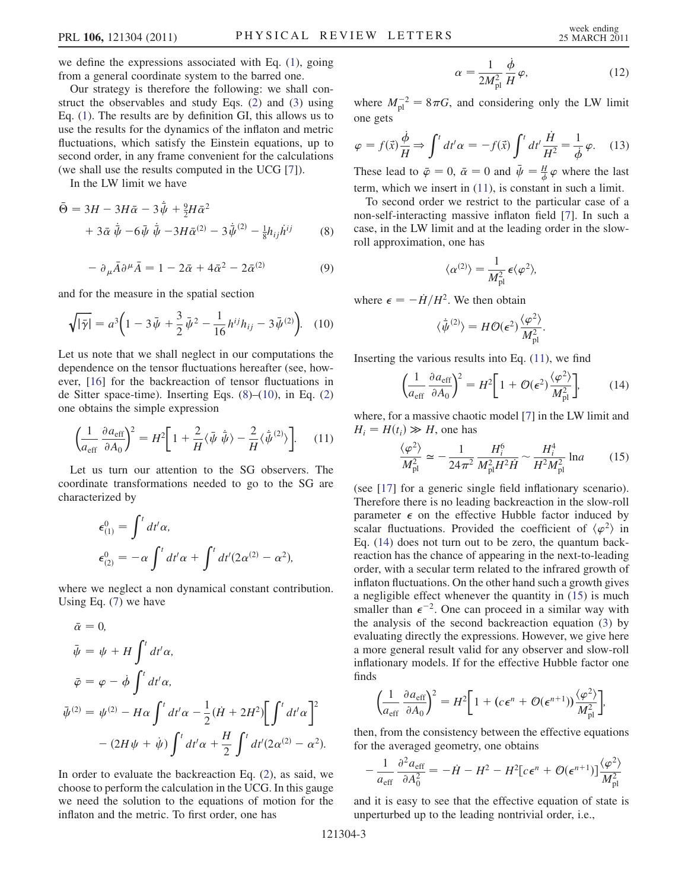we define the expressions associated with Eq. (1), going from a general coordinate system to the barred one.

Our strategy is therefore the following: we shall construct the observables and study Eqs. (2) and (3) using Eq. (1). The results are by definition GI, this allows us to use the results for the dynamics of the inflaton and metric fluctuations, which satisfy the Einstein equations, up to second order, in any frame convenient for the calculations (we shall use the results computed in the UCG [7]).

In the LW limit we have

$$\bar{\Theta} = 3H - 3H\bar{\alpha} - 3\dot{\bar{\psi}} + \tfrac{9}{2}H\bar{\alpha}^2 + 3\bar{\alpha}\,\dot{\bar{\psi}} - 6\bar{\psi}\,\dot{\bar{\psi}} - 3H\bar{\alpha}^{(2)} - 3\dot{\bar{\psi}}^{(2)} - \tfrac{1}{8}h_{ij}\dot{h}^{ij} \tag{8}$$

$$-\partial_\mu \bar{A}\partial^\mu \bar{A} = 1 - 2\bar{\alpha} + 4\bar{\alpha}^2 - 2\bar{\alpha}^{(2)} \tag{9}$$

and for the measure in the spatial section

$$\sqrt{|\bar{\gamma}|} = a^3\left(1 - 3\bar{\psi} + \frac{3}{2}\bar{\psi}^2 - \frac{1}{16}h^{ij}h_{ij} - 3\bar{\psi}^{(2)}\right). \tag{10}$$

Let us note that we shall neglect in our computations the dependence on the tensor fluctuations hereafter (see, however, [16] for the backreaction of tensor fluctuations in de Sitter space-time). Inserting Eqs. (8)–(10), in Eq. (2) one obtains the simple expression

$$\left(\frac{1}{a_{\rm eff}}\frac{\partial a_{\rm eff}}{\partial A_0}\right)^2 = H^2\left[1 + \frac{2}{H}\langle\bar{\psi}\,\dot{\bar{\psi}}\rangle - \frac{2}{H}\langle\dot{\bar{\psi}}^{(2)}\rangle\right]. \tag{11}$$

Let us turn our attention to the SG observers. The coordinate transformations needed to go to the SG are characterized by

$$\epsilon^0_{(1)} = \int^t dt'\alpha,$$

$$\epsilon^0_{(2)} = -\alpha\int^t dt'\alpha + \int^t dt'(2\alpha^{(2)} - \alpha^2),$$

where we neglect a non dynamical constant contribution. Using Eq. (7) we have

$$\bar{\alpha} = 0,$$

$$\bar{\psi} = \psi + H\int^t dt'\alpha,$$

$$\bar{\varphi} = \varphi - \dot{\phi}\int^t dt'\alpha,$$

$$\bar{\psi}^{(2)} = \psi^{(2)} - H\alpha\int^t dt'\alpha - \frac{1}{2}(\dot{H} + 2H^2)\left[\int^t dt'\alpha\right]^2 - (2H\psi + \dot{\psi})\int^t dt'\alpha + \frac{H}{2}\int^t dt'(2\alpha^{(2)} - \alpha^2).$$

In order to evaluate the backreaction Eq. (2), as said, we choose to perform the calculation in the UCG. In this gauge we need the solution to the equations of motion for the inflaton and the metric. To first order, one has

$$\alpha = \frac{1}{2M_{\rm pl}^2}\frac{\dot{\phi}}{H}\varphi, \tag{12}$$

where $M_{\rm pl}^{-2} = 8\pi G$, and considering only the LW limit one gets

$$\varphi = f(\vec{x})\frac{\dot{\phi}}{H} \Rightarrow \int^t dt'\alpha = -f(\vec{x})\int^t dt'\frac{\dot{H}}{H^2} = \frac{1}{\dot{\phi}}\varphi. \tag{13}$$

These lead to $\bar{\varphi} = 0$, $\bar{\alpha} = 0$ and $\bar{\psi} = \frac{H}{\dot{\phi}}\varphi$ where the last term, which we insert in (11), is constant in such a limit.

To second order we restrict to the particular case of a non-self-interacting massive inflaton field [7]. In such a case, in the LW limit and at the leading order in the slow-roll approximation, one has

$$\langle\alpha^{(2)}\rangle = \frac{1}{M_{\rm pl}^2}\epsilon\langle\varphi^2\rangle,$$

where $\epsilon = -\dot{H}/H^2$. We then obtain

$$\langle\dot{\bar{\psi}}^{(2)}\rangle = H\mathcal{O}(\epsilon^2)\frac{\langle\varphi^2\rangle}{M_{\rm pl}^2}.$$

Inserting the various results into Eq. (11), we find

$$\left(\frac{1}{a_{\rm eff}}\frac{\partial a_{\rm eff}}{\partial A_0}\right)^2 = H^2\left[1 + \mathcal{O}(\epsilon^2)\frac{\langle\varphi^2\rangle}{M_{\rm pl}^2}\right], \tag{14}$$

where, for a massive chaotic model [7] in the LW limit and $H_i = H(t_i) \gg H$, one has

$$\frac{\langle\varphi^2\rangle}{M_{\rm pl}^2} \simeq -\frac{1}{24\pi^2}\frac{H_i^6}{M_{\rm pl}^2H^2\dot{H}} \sim \frac{H_i^4}{H^2M_{\rm pl}^2}\ln a \tag{15}$$

(see [17] for a generic single field inflationary scenario). Therefore there is no leading backreaction in the slow-roll parameter $\epsilon$ on the effective Hubble factor induced by scalar fluctuations. Provided the coefficient of $\langle\varphi^2\rangle$ in Eq. (14) does not turn out to be zero, the quantum backreaction has the chance of appearing in the next-to-leading order, with a secular term related to the infrared growth of inflaton fluctuations. On the other hand such a growth gives a negligible effect whenever the quantity in (15) is much smaller than $\epsilon^{-2}$. One can proceed in a similar way with the analysis of the second backreaction equation (3) by evaluating directly the expressions. However, we give here a more general result valid for any observer and slow-roll inflationary models. If for the effective Hubble factor one finds

$$\left(\frac{1}{a_{\rm eff}}\frac{\partial a_{\rm eff}}{\partial A_0}\right)^2 = H^2\left[1 + (c\epsilon^n + \mathcal{O}(\epsilon^{n+1}))\frac{\langle\varphi^2\rangle}{M_{\rm pl}^2}\right],$$

then, from the consistency between the effective equations for the averaged geometry, one obtains

$$-\frac{1}{a_{\rm eff}}\frac{\partial^2 a_{\rm eff}}{\partial A_0^2} = -\dot{H} - H^2 - H^2[c\epsilon^n + \mathcal{O}(\epsilon^{n+1})]\frac{\langle\varphi^2\rangle}{M_{\rm pl}^2}$$

and it is easy to see that the effective equation of state is unperturbed up to the leading nontrivial order, i.e.,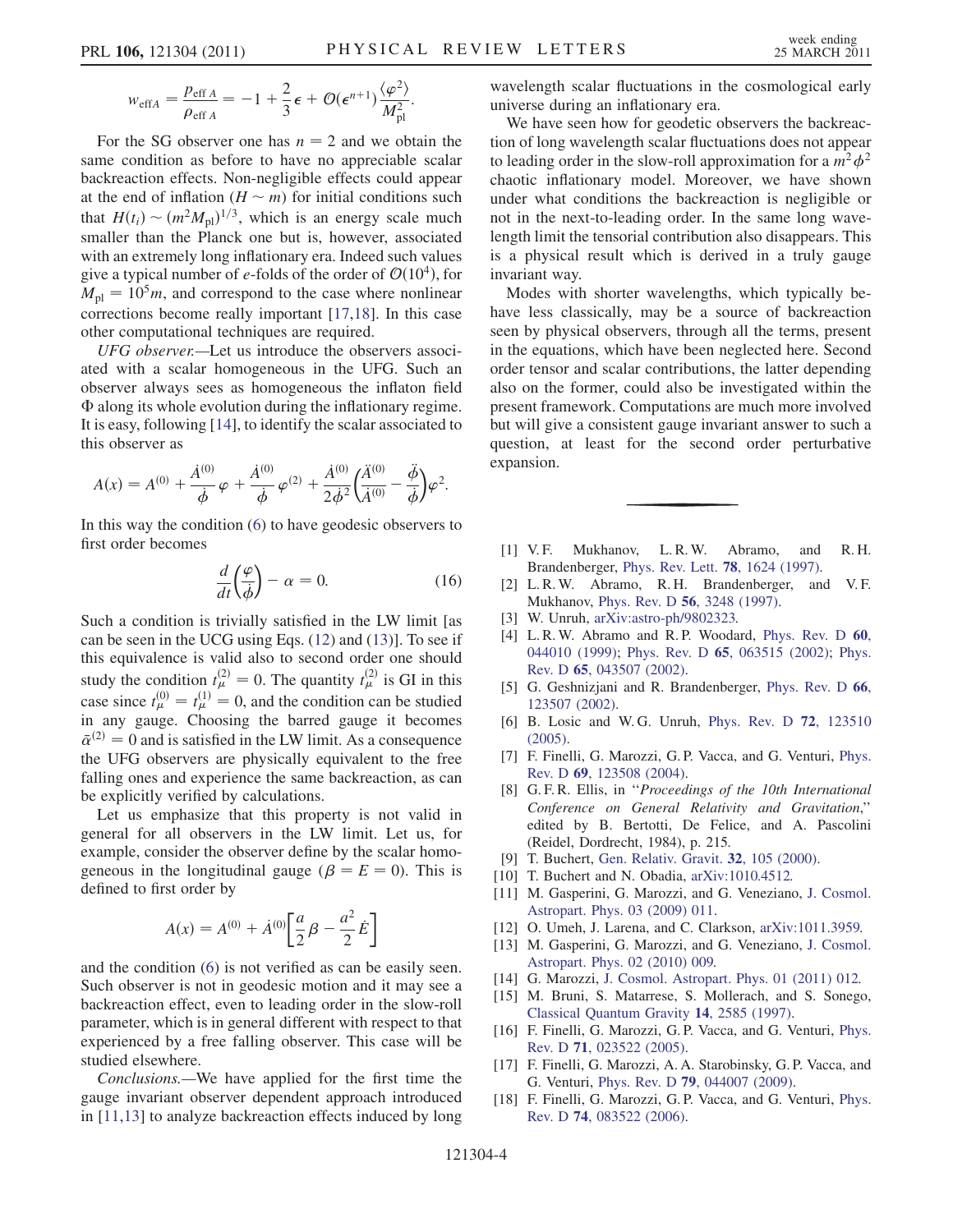$$w_{\mathrm{eff}A} = \frac{p_{\mathrm{eff}\,A}}{\rho_{\mathrm{eff}\,A}} = -1 + \frac{2}{3}\epsilon + \mathcal{O}(\epsilon^{n+1})\frac{\langle\varphi^2\rangle}{M_{\mathrm{pl}}^2}.$$

For the SG observer one has $n = 2$ and we obtain the same condition as before to have no appreciable scalar backreaction effects. Non-negligible effects could appear at the end of inflation ($H \sim m$) for initial conditions such that $H(t_i) \sim (m^2 M_{\mathrm{pl}})^{1/3}$, which is an energy scale much smaller than the Planck one but is, however, associated with an extremely long inflationary era. Indeed such values give a typical number of $e$-folds of the order of $\mathcal{O}(10^4)$, for $M_{\mathrm{pl}} = 10^5 m$, and correspond to the case where nonlinear corrections become really important [17,18]. In this case other computational techniques are required.

*UFG observer.*—Let us introduce the observers associated with a scalar homogeneous in the UFG. Such an observer always sees as homogeneous the inflaton field $\Phi$ along its whole evolution during the inflationary regime. It is easy, following [14], to identify the scalar associated to this observer as

$$A(x) = A^{(0)} + \frac{\dot{A}^{(0)}}{\dot{\phi}}\varphi + \frac{\dot{A}^{(0)}}{\dot{\phi}}\varphi^{(2)} + \frac{\dot{A}^{(0)}}{2\dot{\phi}^2}\left(\frac{\ddot{A}^{(0)}}{\dot{A}^{(0)}} - \frac{\ddot{\phi}}{\dot{\phi}}\right)\varphi^2.$$

In this way the condition (6) to have geodesic observers to first order becomes

$$\frac{d}{dt}\left(\frac{\varphi}{\dot{\phi}}\right) - \alpha = 0. \tag{16}$$

Such a condition is trivially satisfied in the LW limit [as can be seen in the UCG using Eqs. (12) and (13)]. To see if this equivalence is valid also to second order one should study the condition $t_\mu^{(2)} = 0$. The quantity $t_\mu^{(2)}$ is GI in this case since $t_\mu^{(0)} = t_\mu^{(1)} = 0$, and the condition can be studied in any gauge. Choosing the barred gauge it becomes $\bar{\alpha}^{(2)} = 0$ and is satisfied in the LW limit. As a consequence the UFG observers are physically equivalent to the free falling ones and experience the same backreaction, as can be explicitly verified by calculations.

Let us emphasize that this property is not valid in general for all observers in the LW limit. Let us, for example, consider the observer define by the scalar homogeneous in the longitudinal gauge ($\beta = E = 0$). This is defined to first order by

$$A(x) = A^{(0)} + \dot{A}^{(0)}\left[\frac{a}{2}\beta - \frac{a^2}{2}\dot{E}\right]$$

and the condition (6) is not verified as can be easily seen. Such observer is not in geodesic motion and it may see a backreaction effect, even to leading order in the slow-roll parameter, which is in general different with respect to that experienced by a free falling observer. This case will be studied elsewhere.

*Conclusions.*—We have applied for the first time the gauge invariant observer dependent approach introduced in [11,13] to analyze backreaction effects induced by long wavelength scalar fluctuations in the cosmological early universe during an inflationary era.

We have seen how for geodetic observers the backreaction of long wavelength scalar fluctuations does not appear to leading order in the slow-roll approximation for a $m^2\phi^2$ chaotic inflationary model. Moreover, we have shown under what conditions the backreaction is negligible or not in the next-to-leading order. In the same long wavelength limit the tensorial contribution also disappears. This is a physical result which is derived in a truly gauge invariant way.

Modes with shorter wavelengths, which typically behave less classically, may be a source of backreaction seen by physical observers, through all the terms, present in the equations, which have been neglected here. Second order tensor and scalar contributions, the latter depending also on the former, could also be investigated within the present framework. Computations are much more involved but will give a consistent gauge invariant answer to such a question, at least for the second order perturbative expansion.

[1] V. F. Mukhanov, L. R. W. Abramo, and R. H. Brandenberger, Phys. Rev. Lett. **78**, 1624 (1997).
[2] L. R. W. Abramo, R. H. Brandenberger, and V. F. Mukhanov, Phys. Rev. D **56**, 3248 (1997).
[3] W. Unruh, arXiv:astro-ph/9802323.
[4] L. R. W. Abramo and R. P. Woodard, Phys. Rev. D **60**, 044010 (1999); Phys. Rev. D **65**, 063515 (2002); Phys. Rev. D **65**, 043507 (2002).
[5] G. Geshnizjani and R. Brandenberger, Phys. Rev. D **66**, 123507 (2002).
[6] B. Losic and W. G. Unruh, Phys. Rev. D **72**, 123510 (2005).
[7] F. Finelli, G. Marozzi, G. P. Vacca, and G. Venturi, Phys. Rev. D **69**, 123508 (2004).
[8] G. F. R. Ellis, in "*Proceedings of the 10th International Conference on General Relativity and Gravitation*," edited by B. Bertotti, De Felice, and A. Pascolini (Reidel, Dordrecht, 1984), p. 215.
[9] T. Buchert, Gen. Relativ. Gravit. **32**, 105 (2000).
[10] T. Buchert and N. Obadia, arXiv:1010.4512.
[11] M. Gasperini, G. Marozzi, and G. Veneziano, J. Cosmol. Astropart. Phys. 03 (2009) 011.
[12] O. Umeh, J. Larena, and C. Clarkson, arXiv:1011.3959.
[13] M. Gasperini, G. Marozzi, and G. Veneziano, J. Cosmol. Astropart. Phys. 02 (2010) 009.
[14] G. Marozzi, J. Cosmol. Astropart. Phys. 01 (2011) 012.
[15] M. Bruni, S. Matarrese, S. Mollerach, and S. Sonego, Classical Quantum Gravity **14**, 2585 (1997).
[16] F. Finelli, G. Marozzi, G. P. Vacca, and G. Venturi, Phys. Rev. D **71**, 023522 (2005).
[17] F. Finelli, G. Marozzi, A. A. Starobinsky, G. P. Vacca, and G. Venturi, Phys. Rev. D **79**, 044007 (2009).
[18] F. Finelli, G. Marozzi, G. P. Vacca, and G. Venturi, Phys. Rev. D **74**, 083522 (2006).